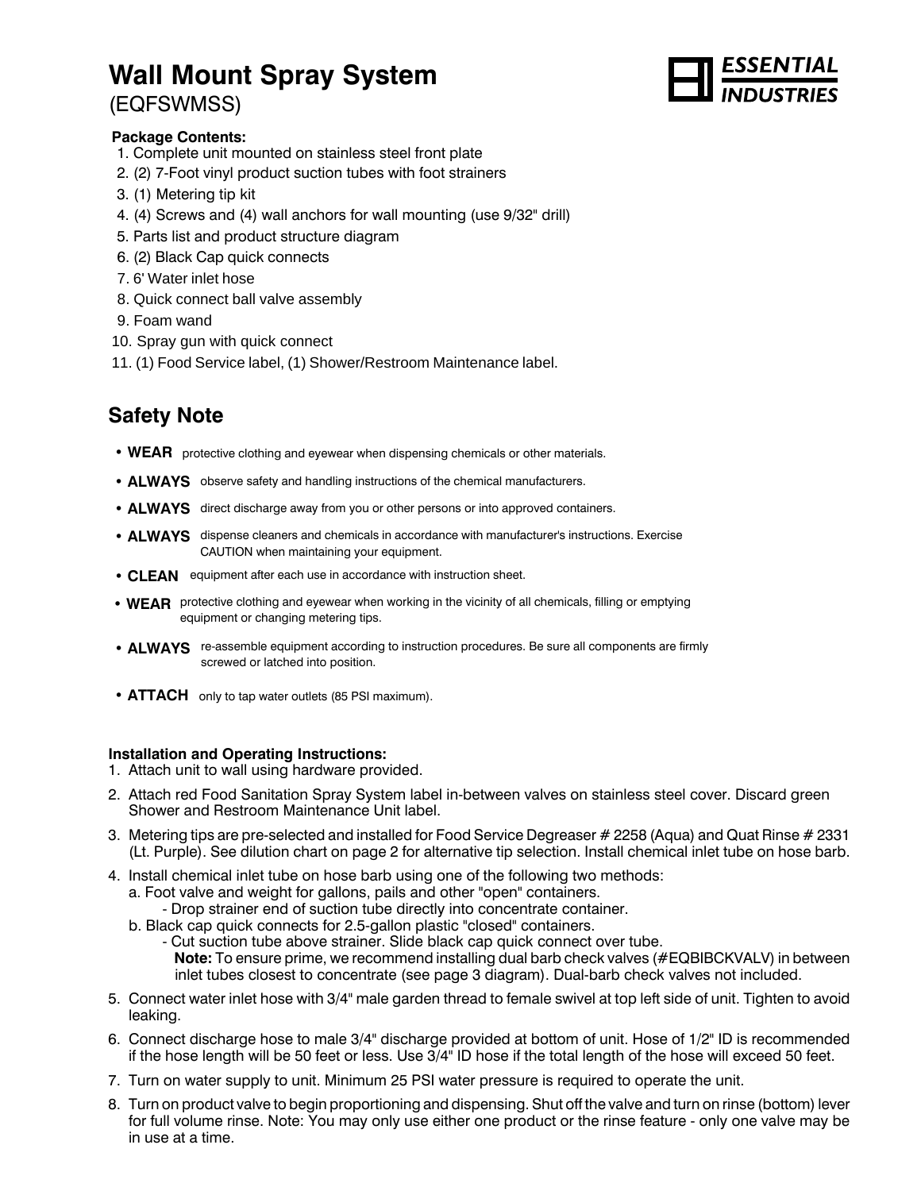# Wall Mount Spray System

(EQFSWMSS)

ESSENTIAL INDUSTRIES

**Package Contents:**

1. Complete unit mounted on stainless steel front plate
2. (2) 7-Foot vinyl product suction tubes with foot strainers
3. (1) Metering tip kit
4. (4) Screws and (4) wall anchors for wall mounting (use 9/32" drill)
5. Parts list and product structure diagram
6. (2) Black Cap quick connects
7. 6' Water inlet hose
8. Quick connect ball valve assembly
9. Foam wand
10. Spray gun with quick connect
11. (1) Food Service label, (1) Shower/Restroom Maintenance label.

## Safety Note

- **WEAR** protective clothing and eyewear when dispensing chemicals or other materials.
- **ALWAYS** observe safety and handling instructions of the chemical manufacturers.
- **ALWAYS** direct discharge away from you or other persons or into approved containers.
- **ALWAYS** dispense cleaners and chemicals in accordance with manufacturer's instructions. Exercise CAUTION when maintaining your equipment.
- **CLEAN** equipment after each use in accordance with instruction sheet.
- **WEAR** protective clothing and eyewear when working in the vicinity of all chemicals, filling or emptying equipment or changing metering tips.
- **ALWAYS** re-assemble equipment according to instruction procedures. Be sure all components are firmly screwed or latched into position.
- **ATTACH** only to tap water outlets (85 PSI maximum).

**Installation and Operating Instructions:**

1. Attach unit to wall using hardware provided.
2. Attach red Food Sanitation Spray System label in-between valves on stainless steel cover. Discard green Shower and Restroom Maintenance Unit label.
3. Metering tips are pre-selected and installed for Food Service Degreaser # 2258 (Aqua) and Quat Rinse # 2331 (Lt. Purple). See dilution chart on page 2 for alternative tip selection. Install chemical inlet tube on hose barb.
4. Install chemical inlet tube on hose barb using one of the following two methods:
   a. Foot valve and weight for gallons, pails and other "open" containers.
      - Drop strainer end of suction tube directly into concentrate container.
   
   b. Black cap quick connects for 2.5-gallon plastic "closed" containers.
      - Cut suction tube above strainer. Slide black cap quick connect over tube.
      
      **Note:** To ensure prime, we recommend installing dual barb check valves (#EQBIBCKVALV) in between inlet tubes closest to concentrate (see page 3 diagram). Dual-barb check valves not included.
5. Connect water inlet hose with 3/4" male garden thread to female swivel at top left side of unit. Tighten to avoid leaking.
6. Connect discharge hose to male 3/4" discharge provided at bottom of unit. Hose of 1/2" ID is recommended if the hose length will be 50 feet or less. Use 3/4" ID hose if the total length of the hose will exceed 50 feet.
7. Turn on water supply to unit. Minimum 25 PSI water pressure is required to operate the unit.
8. Turn on product valve to begin proportioning and dispensing. Shut off the valve and turn on rinse (bottom) lever for full volume rinse. Note: You may only use either one product or the rinse feature - only one valve may be in use at a time.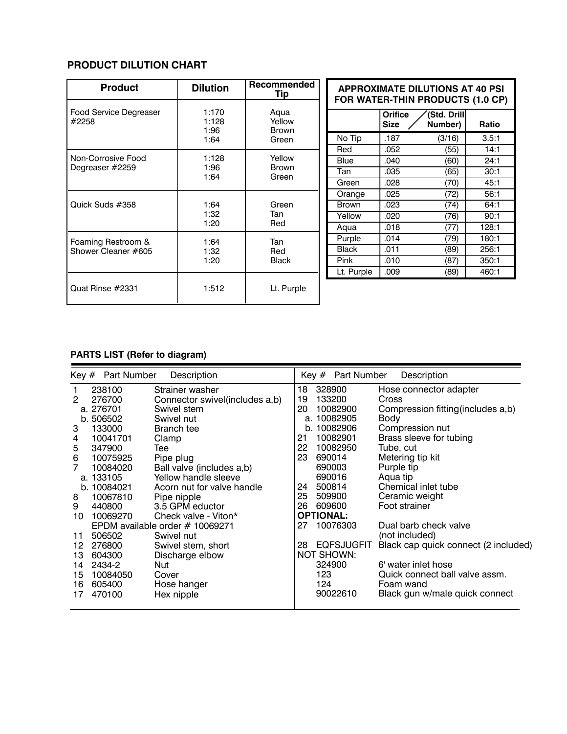## PRODUCT DILUTION CHART

| Product | Dilution | Recommended Tip |
|---|---|---|
| Food Service Degreaser #2258 | 1:170<br>1:128<br>1:96<br>1:64 | Aqua<br>Yellow<br>Brown<br>Green |
| Non-Corrosive Food Degreaser #2259 | 1:128<br>1:96<br>1:64 | Yellow<br>Brown<br>Green |
| Quick Suds #358 | 1:64<br>1:32<br>1:20 | Green<br>Tan<br>Red |
| Foaming Restroom & Shower Cleaner #605 | 1:64<br>1:32<br>1:20 | Tan<br>Red<br>Black |
| Quat Rinse #2331 | 1:512 | Lt. Purple |

**APPROXIMATE DILUTIONS AT 40 PSI FOR WATER-THIN PRODUCTS (1.0 CP)**

| | Orifice Size | (Std. Drill Number) | Ratio |
|---|---|---|---|
| No Tip | .187 | (3/16) | 3.5:1 |
| Red | .052 | (55) | 14:1 |
| Blue | .040 | (60) | 24:1 |
| Tan | .035 | (65) | 30:1 |
| Green | .028 | (70) | 45:1 |
| Orange | .025 | (72) | 56:1 |
| Brown | .023 | (74) | 64:1 |
| Yellow | .020 | (76) | 90:1 |
| Aqua | .018 | (77) | 128:1 |
| Purple | .014 | (79) | 180:1 |
| Black | .011 | (89) | 256:1 |
| Pink | .010 | (87) | 350:1 |
| Lt. Purple | .009 | (89) | 460:1 |

## PARTS LIST (Refer to diagram)

| Key # | Part Number | Description |
|---|---|---|
| 1 | 238100 | Strainer washer |
| 2 | 276700 | Connector swivel(includes a,b) |
| a. | 276701 | Swivel stem |
| b. | 506502 | Swivel nut |
| 3 | 133000 | Branch tee |
| 4 | 10041701 | Clamp |
| 5 | 347900 | Tee |
| 6 | 10075925 | Pipe plug |
| 7 | 10084020 | Ball valve (includes a,b) |
| a. | 133105 | Yellow handle sleeve |
| b. | 10084021 | Acorn nut for valve handle |
| 8 | 10067810 | Pipe nipple |
| 9 | 440800 | 3.5 GPM eductor |
| 10 | 10069270 | Check valve - Viton* |
| | EPDM available order # 10069271 | |
| 11 | 506502 | Swivel nut |
| 12 | 276800 | Swivel stem, short |
| 13 | 604300 | Discharge elbow |
| 14 | 2434-2 | Nut |
| 15 | 10084050 | Cover |
| 16 | 605400 | Hose hanger |
| 17 | 470100 | Hex nipple |
| 18 | 328900 | Hose connector adapter |
| 19 | 133200 | Cross |
| 20 | 10082900 | Compression fitting(includes a,b) |
| a. | 10082905 | Body |
| b. | 10082906 | Compression nut |
| 21 | 10082901 | Brass sleeve for tubing |
| 22 | 10082950 | Tube, cut |
| 23 | 690014 | Metering tip kit |
| | 690003 | Purple tip |
| | 690016 | Aqua tip |
| 24 | 500814 | Chemical inlet tube |
| 25 | 509900 | Ceramic weight |
| 26 | 609600 | Foot strainer |
| **OPTIONAL:** | | |
| 27 | 10076303 | Dual barb check valve (not included) |
| 28 | EQFSJUGFIT | Black cap quick connect (2 included) |
| NOT SHOWN: | | |
| | 324900 | 6' water inlet hose |
| | 123 | Quick connect ball valve assm. |
| | 124 | Foam wand |
| | 90022610 | Black gun w/male quick connect |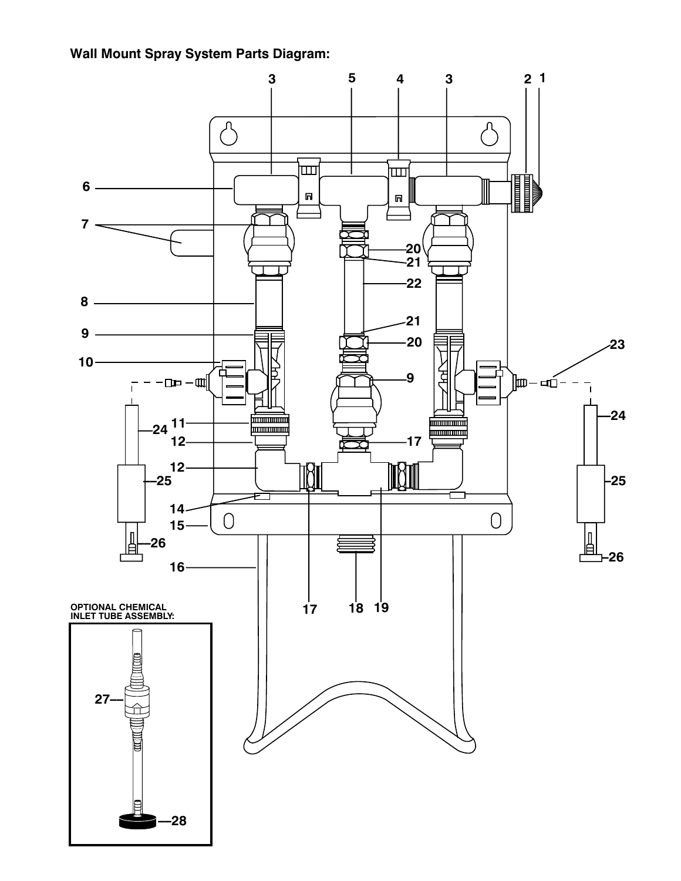**Wall Mount Spray System Parts Diagram:**

OPTIONAL CHEMICAL INLET TUBE ASSEMBLY: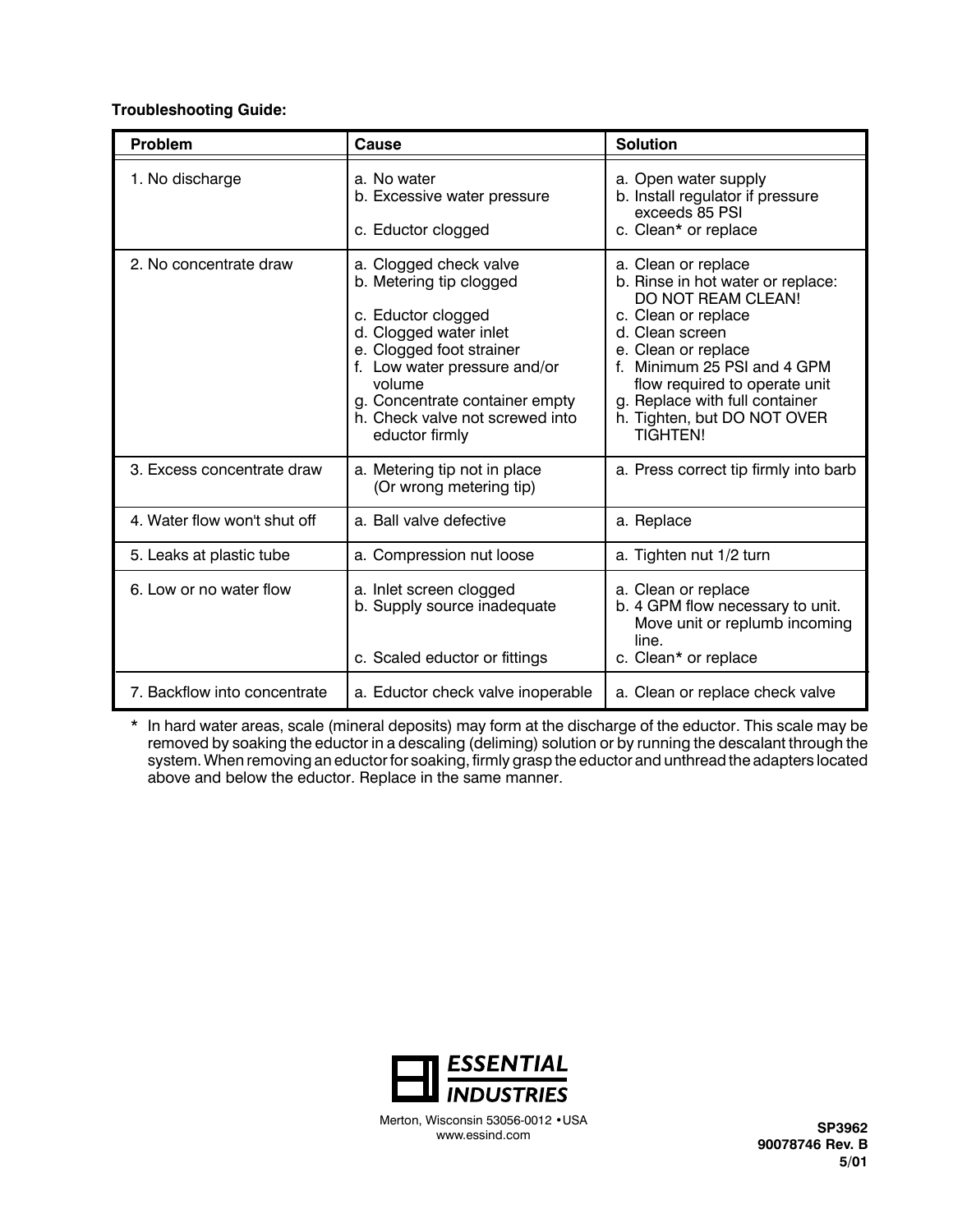**Troubleshooting Guide:**

| Problem | Cause | Solution |
|---|---|---|
| 1. No discharge | a. No water<br>b. Excessive water pressure<br>c. Eductor clogged | a. Open water supply<br>b. Install regulator if pressure exceeds 85 PSI<br>c. Clean* or replace |
| 2. No concentrate draw | a. Clogged check valve<br>b. Metering tip clogged<br>c. Eductor clogged<br>d. Clogged water inlet<br>e. Clogged foot strainer<br>f. Low water pressure and/or volume<br>g. Concentrate container empty<br>h. Check valve not screwed into eductor firmly | a. Clean or replace<br>b. Rinse in hot water or replace: DO NOT REAM CLEAN!<br>c. Clean or replace<br>d. Clean screen<br>e. Clean or replace<br>f. Minimum 25 PSI and 4 GPM flow required to operate unit<br>g. Replace with full container<br>h. Tighten, but DO NOT OVER TIGHTEN! |
| 3. Excess concentrate draw | a. Metering tip not in place (Or wrong metering tip) | a. Press correct tip firmly into barb |
| 4. Water flow won't shut off | a. Ball valve defective | a. Replace |
| 5. Leaks at plastic tube | a. Compression nut loose | a. Tighten nut 1/2 turn |
| 6. Low or no water flow | a. Inlet screen clogged<br>b. Supply source inadequate<br>c. Scaled eductor or fittings | a. Clean or replace<br>b. 4 GPM flow necessary to unit. Move unit or replumb incoming line.<br>c. Clean* or replace |
| 7. Backflow into concentrate | a. Eductor check valve inoperable | a. Clean or replace check valve |

\* In hard water areas, scale (mineral deposits) may form at the discharge of the eductor. This scale may be removed by soaking the eductor in a descaling (deliming) solution or by running the descalant through the system. When removing an eductor for soaking, firmly grasp the eductor and unthread the adapters located above and below the eductor. Replace in the same manner.

ESSENTIAL INDUSTRIES

Merton, Wisconsin 53056-0012 • USA
www.essind.com

**SP3962**
**90078746 Rev. B**
**5/01**